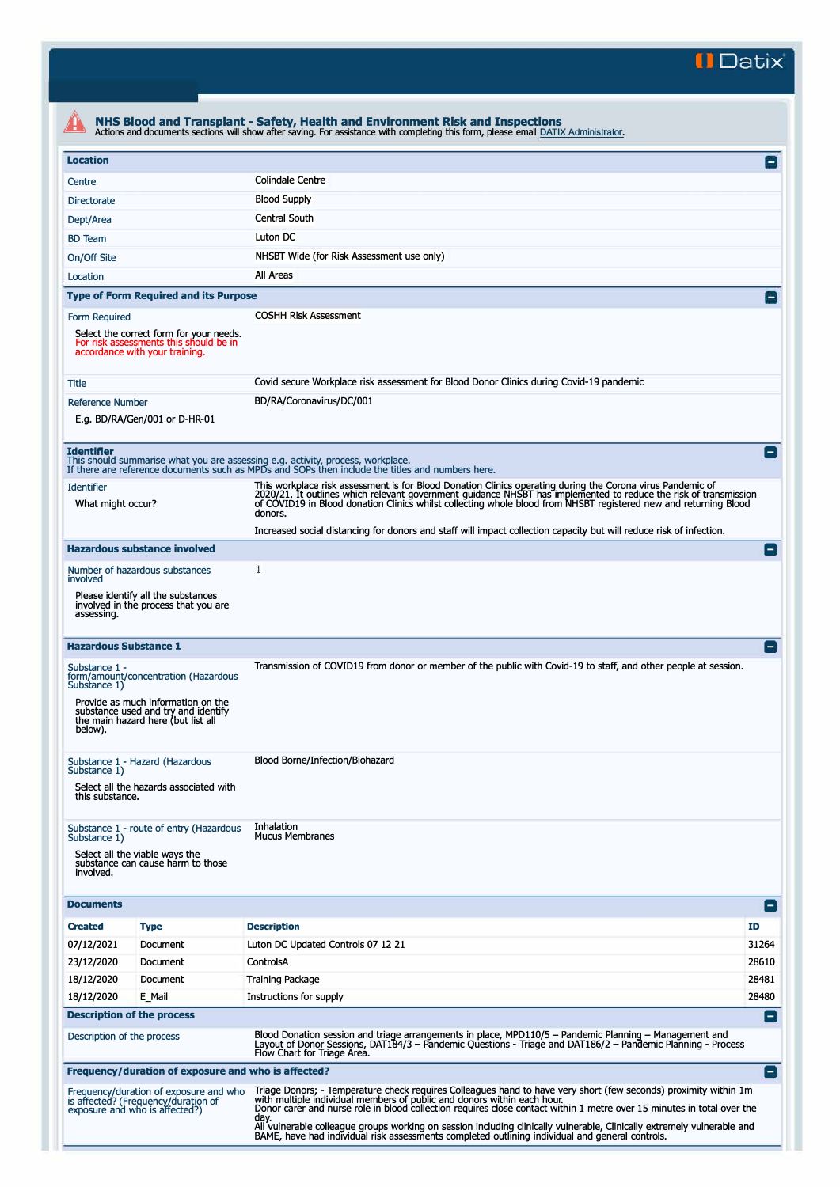Datix

# NHS Blood and Transplant - Safety, Health and Environment Risk and Inspections

Actions and documents sections will show after saving. For assistance with completing this form, please email DATIX Administrator.

## Location

| | |
|---|---|
| Centre | Colindale Centre |
| Directorate | Blood Supply |
| Dept/Area | Central South |
| BD Team | Luton DC |
| On/Off Site | NHSBT Wide (for Risk Assessment use only) |
| Location | All Areas |

## Type of Form Required and its Purpose

| | |
|---|---|
| Form Required<br><br>Select the correct form for your needs. For risk assessments this should be in accordance with your training. | COSHH Risk Assessment |
| Title | Covid secure Workplace risk assessment for Blood Donor Clinics during Covid-19 pandemic |
| Reference Number<br><br>E.g. BD/RA/Gen/001 or D-HR-01 | BD/RA/Coronavirus/DC/001 |

## Identifier

This should summarise what you are assessing e.g. activity, process, workplace.
If there are reference documents such as MPDs and SOPs then include the titles and numbers here.

| | |
|---|---|
| Identifier<br><br>What might occur? | This workplace risk assessment is for Blood Donation Clinics operating during the Corona virus Pandemic of 2020/21. It outlines which relevant government guidance NHSBT has implemented to reduce the risk of transmission of COVID19 in Blood donation Clinics whilst collecting whole blood from NHSBT registered new and returning Blood donors.<br><br>Increased social distancing for donors and staff will impact collection capacity but will reduce risk of infection. |

## Hazardous substance involved

| | |
|---|---|
| Number of hazardous substances involved<br><br>Please identify all the substances involved in the process that you are assessing. | 1 |

## Hazardous Substance 1

| | |
|---|---|
| Substance 1 - form/amount/concentration (Hazardous Substance 1)<br><br>Provide as much information on the substance used and try and identify the main hazard here (but list all below). | Transmission of COVID19 from donor or member of the public with Covid-19 to staff, and other people at session. |
| Substance 1 - Hazard (Hazardous Substance 1)<br><br>Select all the hazards associated with this substance. | Blood Borne/Infection/Biohazard |
| Substance 1 - route of entry (Hazardous Substance 1)<br><br>Select all the viable ways the substance can cause harm to those involved. | Inhalation<br>Mucus Membranes |

## Documents

| Created | Type | Description | ID |
|---|---|---|---|
| 07/12/2021 | Document | Luton DC Updated Controls 07 12 21 | 31264 |
| 23/12/2020 | Document | ControlsA | 28610 |
| 18/12/2020 | Document | Training Package | 28481 |
| 18/12/2020 | E_Mail | Instructions for supply | 28480 |

## Description of the process

| | |
|---|---|
| Description of the process | Blood Donation session and triage arrangements in place, MPD110/5 – Pandemic Planning – Management and Layout of Donor Sessions, DAT184/3 – Pandemic Questions - Triage and DAT186/2 – Pandemic Planning - Process Flow Chart for Triage Area. |

## Frequency/duration of exposure and who is affected?

| | |
|---|---|
| Frequency/duration of exposure and who is affected? (Frequency/duration of exposure and who is affected?) | Triage Donors; - Temperature check requires Colleagues hand to have very short (few seconds) proximity within 1m with multiple individual members of public and donors within each hour.<br>Donor carer and nurse role in blood collection requires close contact within 1 metre over 15 minutes in total over the day.<br>All vulnerable colleague groups working on session including clinically vulnerable, Clinically extremely vulnerable and BAME, have had individual risk assessments completed outlining individual and general controls. |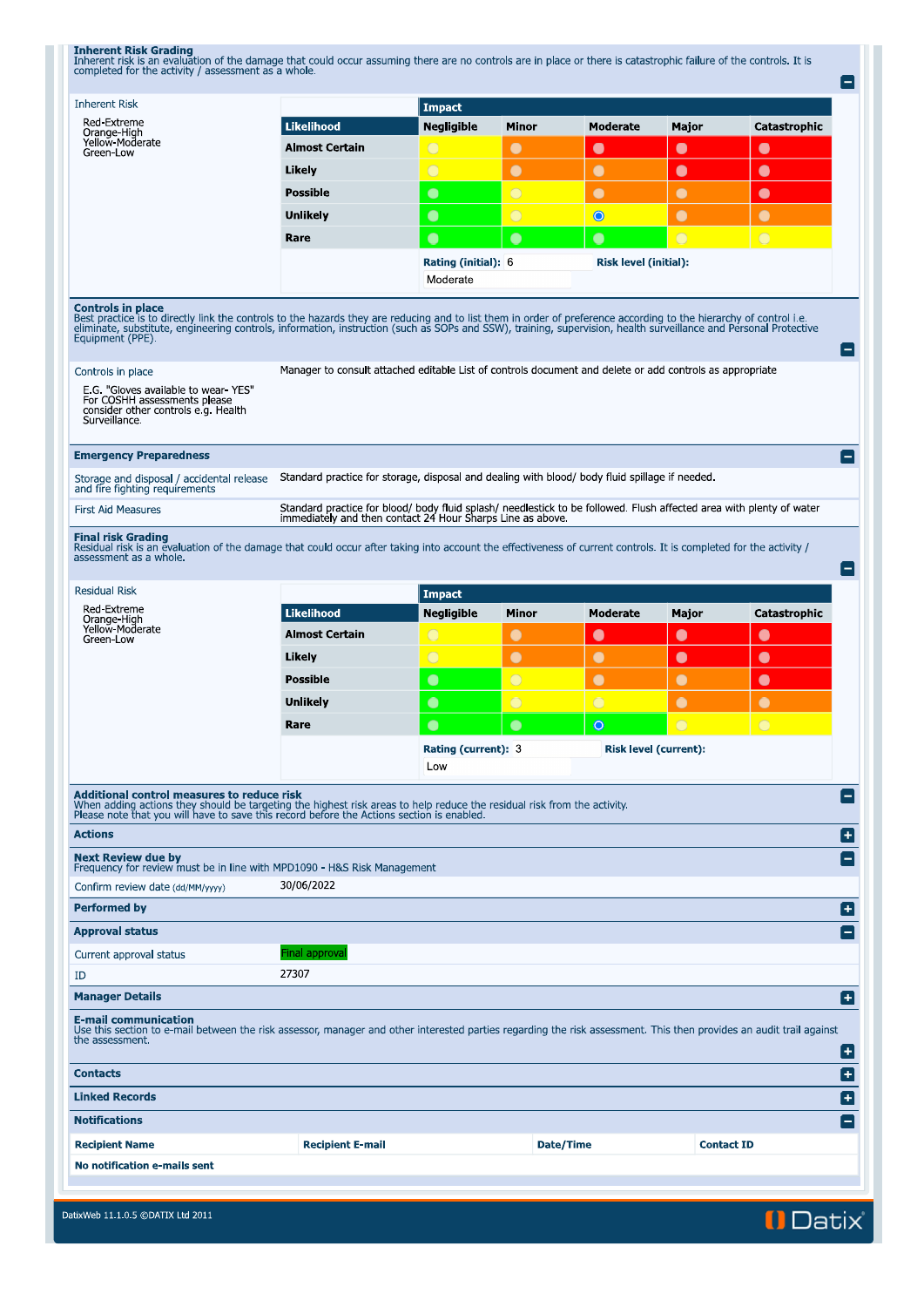**Inherent Risk Grading**
Inherent risk is an evaluation of the damage that could occur assuming there are no controls are in place or there is catastrophic failure of the controls. It is completed for the activity / assessment as a whole.

Inherent Risk

Red-Extreme
Orange-High
Yellow-Moderate
Green-Low

| Likelihood | Impact: Negligible | Minor | Moderate | Major | Catastrophic |
|---|---|---|---|---|---|
| Almost Certain | | | | | |
| Likely | | | | | |
| Possible | | | | | |
| Unlikely | | | ● | | |
| Rare | | | | | |

Rating (initial): 6 Risk level (initial): Moderate

**Controls in place**
Best practice is to directly link the controls to the hazards they are reducing and to list them in order of preference according to the hierarchy of control i.e. eliminate, substitute, engineering controls, information, instruction (such as SOPs and SSW), training, supervision, health surveillance and Personal Protective Equipment (PPE).

Controls in place

E.G. "Gloves available to wear- YES" For COSHH assessments please consider other controls e.g. Health Surveillance.

Manager to consult attached editable List of controls document and delete or add controls as appropriate

**Emergency Preparedness**

Storage and disposal / accidental release and fire fighting requirements: Standard practice for storage, disposal and dealing with blood/ body fluid spillage if needed.

First Aid Measures: Standard practice for blood/ body fluid splash/ needlestick to be followed. Flush affected area with plenty of water immediately and then contact 24 Hour Sharps Line as above.

**Final risk Grading**
Residual risk is an evaluation of the damage that could occur after taking into account the effectiveness of current controls. It is completed for the activity / assessment as a whole.

Residual Risk

Red-Extreme
Orange-High
Yellow-Moderate
Green-Low

| Likelihood | Impact: Negligible | Minor | Moderate | Major | Catastrophic |
|---|---|---|---|---|---|
| Almost Certain | | | | | |
| Likely | | | | | |
| Possible | | | | | |
| Unlikely | | | | | |
| Rare | | | ● | | |

Rating (current): 3 Risk level (current): Low

**Additional control measures to reduce risk**
When adding actions they should be targeting the highest risk areas to help reduce the residual risk from the activity.
Please note that you will have to save this record before the Actions section is enabled.

**Actions**

**Next Review due by**
Frequency for review must be in line with MPD1090 - H&S Risk Management

Confirm review date (dd/MM/yyyy): 30/06/2022

**Performed by**

**Approval status**

Current approval status: Final approval

ID: 27307

**Manager Details**

**E-mail communication**
Use this section to e-mail between the risk assessor, manager and other interested parties regarding the risk assessment. This then provides an audit trail against the assessment.

**Contacts**

**Linked Records**

**Notifications**

| Recipient Name | Recipient E-mail | Date/Time | Contact ID |
|---|---|---|---|
| No notification e-mails sent | | | |

DatixWeb 11.1.0.5 ©DATIX Ltd 2011